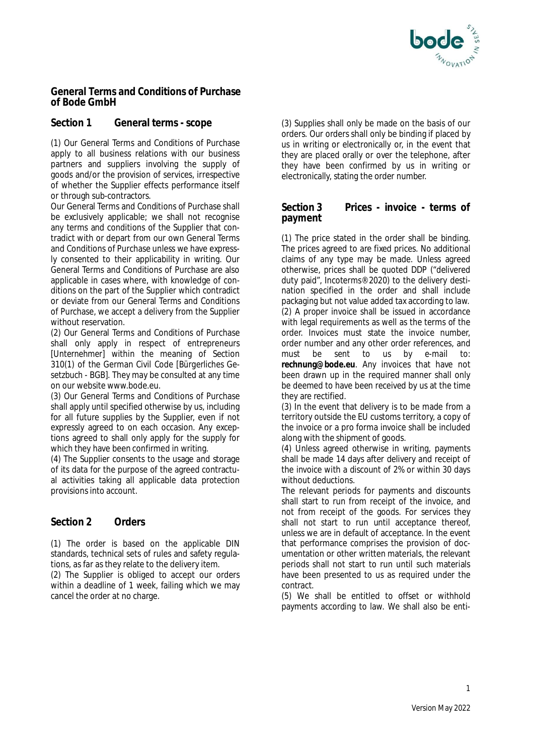# General Terms and Conditions of Purchase of Bode GmbH

## Section 1 General terms - scope

(1) Our General Terms and Conditions of Purchase apply to all business relations with our business partners and suppliers involving the supply of goods and/or the provision of services, irrespective of whether the Supplier effects performance itself or through sub-contractors.

Our General Terms and Conditions of Purchase shall be exclusively applicable; we shall not recognise any terms and conditions of the Supplier that contradict with or depart from our own General Terms and Conditions of Purchase unless we have expressly consented to their applicability in writing. Our General Terms and Conditions of Purchase are also applicable in cases where, with knowledge of conditions on the part of the Supplier which contradict or deviate from our General Terms and Conditions of Purchase, we accept a delivery from the Supplier without reservation.

(2) Our General Terms and Conditions of Purchase shall only apply in respect of entrepreneurs [Unternehmer] within the meaning of Section 310(1) of the German Civil Code [Bürgerliches Gesetzbuch - BGB]. They may be consulted at any time on our website www.bode.eu.

(3) Our General Terms and Conditions of Purchase shall apply until specified otherwise by us, including for all future supplies by the Supplier, even if not expressly agreed to on each occasion. Any exceptions agreed to shall only apply for the supply for which they have been confirmed in writing.

(4) The Supplier consents to the usage and storage of its data for the purpose of the agreed contractual activities taking all applicable data protection provisions into account.

## Section 2 Orders

(1) The order is based on the applicable DIN standards, technical sets of rules and safety regulations, as far as they relate to the delivery item.

(2) The Supplier is obliged to accept our orders within a deadline of 1 week, failing which we may cancel the order at no charge.

(3) Supplies shall only be made on the basis of our orders. Our orders shall only be binding if placed by us in writing or electronically or, in the event that they are placed orally or over the telephone, after they have been confirmed by us in writing or electronically, stating the order number.

## Section 3 Prices - invoice - terms of payment

(1) The price stated in the order shall be binding. The prices agreed to are fixed prices. No additional claims of any type may be made. Unless agreed otherwise, prices shall be quoted DDP ("delivered duty paid", Incoterms® 2020) to the delivery destination specified in the order and shall include packaging but not value added tax according to law.

(2) A proper invoice shall be issued in accordance with legal requirements as well as the terms of the order. Invoices must state the invoice number, order number and any other order references, and must be sent to us by e-mail to: **rechnung@bode.eu**. Any invoices that have not been drawn up in the required manner shall only be deemed to have been received by us at the time they are rectified.

(3) In the event that delivery is to be made from a territory outside the EU customs territory, a copy of the invoice or a pro forma invoice shall be included along with the shipment of goods.

(4) Unless agreed otherwise in writing, payments shall be made 14 days after delivery and receipt of the invoice with a discount of 2% or within 30 days without deductions.

The relevant periods for payments and discounts shall start to run from receipt of the invoice, and not from receipt of the goods. For services they shall not start to run until acceptance thereof, unless we are in default of acceptance. In the event that performance comprises the provision of documentation or other written materials, the relevant periods shall not start to run until such materials have been presented to us as required under the contract.

(5) We shall be entitled to offset or withhold payments according to law. We shall also be enti-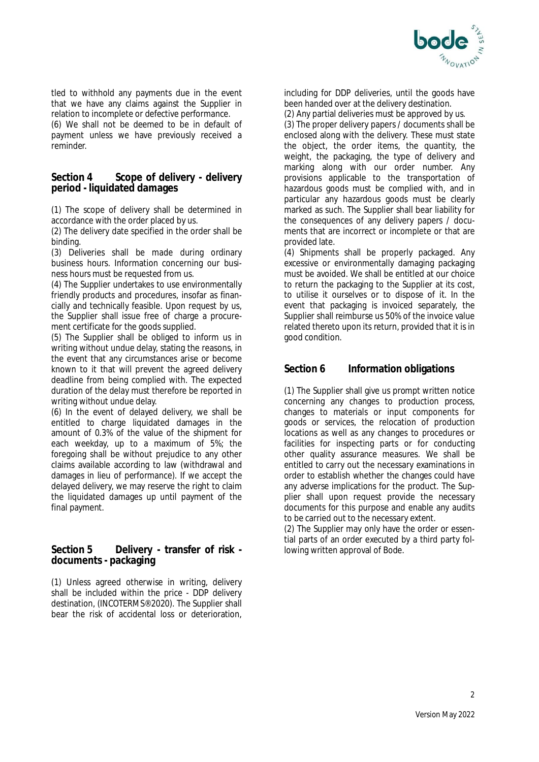tled to withhold any payments due in the event that we have any claims against the Supplier in relation to incomplete or defective performance.
(6) We shall not be deemed to be in default of payment unless we have previously received a reminder.

## Section 4 Scope of delivery - delivery period - liquidated damages

(1) The scope of delivery shall be determined in accordance with the order placed by us.
(2) The delivery date specified in the order shall be binding.
(3) Deliveries shall be made during ordinary business hours. Information concerning our business hours must be requested from us.
(4) The Supplier undertakes to use environmentally friendly products and procedures, insofar as financially and technically feasible. Upon request by us, the Supplier shall issue free of charge a procurement certificate for the goods supplied.
(5) The Supplier shall be obliged to inform us in writing without undue delay, stating the reasons, in the event that any circumstances arise or become known to it that will prevent the agreed delivery deadline from being complied with. The expected duration of the delay must therefore be reported in writing without undue delay.
(6) In the event of delayed delivery, we shall be entitled to charge liquidated damages in the amount of 0.3% of the value of the shipment for each weekday, up to a maximum of 5%; the foregoing shall be without prejudice to any other claims available according to law (withdrawal and damages in lieu of performance). If we accept the delayed delivery, we may reserve the right to claim the liquidated damages up until payment of the final payment.

## Section 5 Delivery - transfer of risk - documents - packaging

(1) Unless agreed otherwise in writing, delivery shall be included within the price - DDP delivery destination, (INCOTERMS®2020). The Supplier shall bear the risk of accidental loss or deterioration, including for DDP deliveries, until the goods have been handed over at the delivery destination.
(2) Any partial deliveries must be approved by us.
(3) The proper delivery papers / documents shall be enclosed along with the delivery. These must state the object, the order items, the quantity, the weight, the packaging, the type of delivery and marking along with our order number. Any provisions applicable to the transportation of hazardous goods must be complied with, and in particular any hazardous goods must be clearly marked as such. The Supplier shall bear liability for the consequences of any delivery papers / documents that are incorrect or incomplete or that are provided late.
(4) Shipments shall be properly packaged. Any excessive or environmentally damaging packaging must be avoided. We shall be entitled at our choice to return the packaging to the Supplier at its cost, to utilise it ourselves or to dispose of it. In the event that packaging is invoiced separately, the Supplier shall reimburse us 50% of the invoice value related thereto upon its return, provided that it is in good condition.

## Section 6 Information obligations

(1) The Supplier shall give us prompt written notice concerning any changes to production process, changes to materials or input components for goods or services, the relocation of production locations as well as any changes to procedures or facilities for inspecting parts or for conducting other quality assurance measures. We shall be entitled to carry out the necessary examinations in order to establish whether the changes could have any adverse implications for the product. The Supplier shall upon request provide the necessary documents for this purpose and enable any audits to be carried out to the necessary extent.
(2) The Supplier may only have the order or essential parts of an order executed by a third party following written approval of Bode.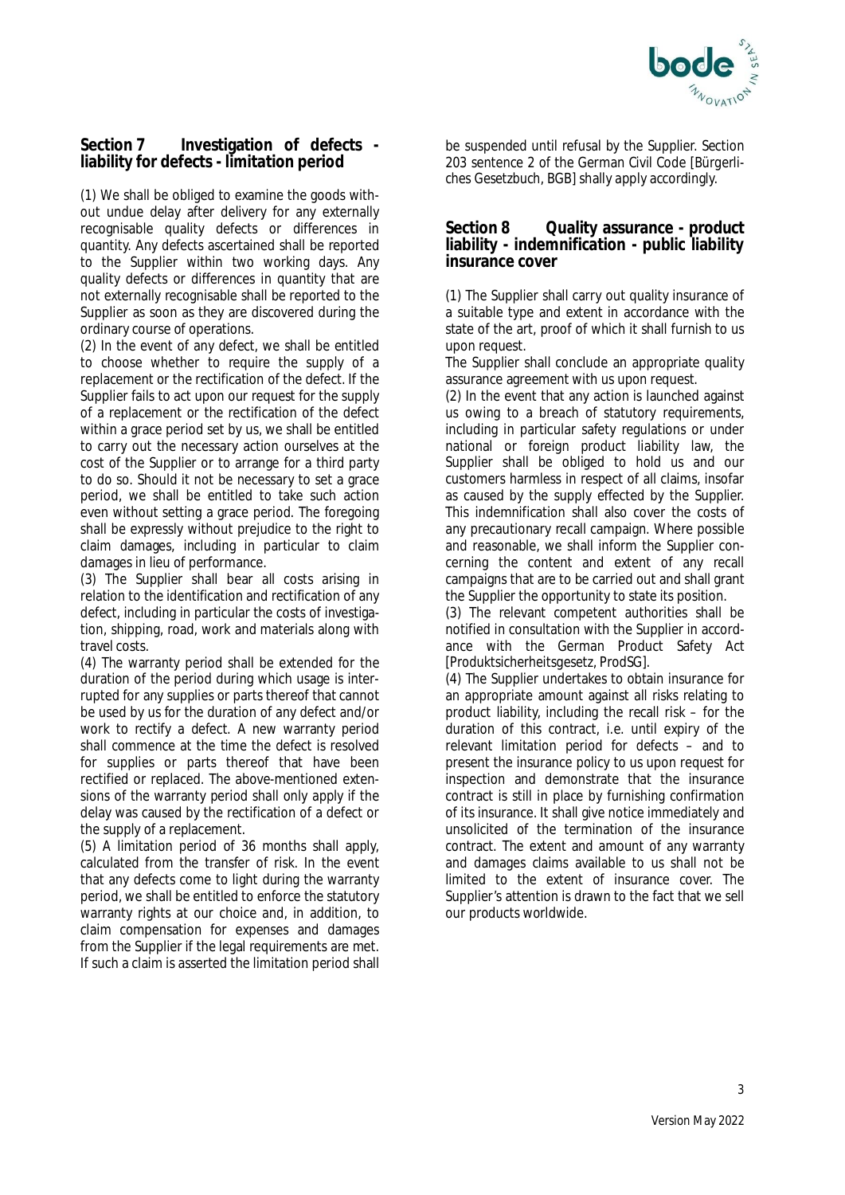## Section 7 Investigation of defects - liability for defects - limitation period

(1) We shall be obliged to examine the goods without undue delay after delivery for any externally recognisable quality defects or differences in quantity. Any defects ascertained shall be reported to the Supplier within two working days. Any quality defects or differences in quantity that are not externally recognisable shall be reported to the Supplier as soon as they are discovered during the ordinary course of operations.

(2) In the event of any defect, we shall be entitled to choose whether to require the supply of a replacement or the rectification of the defect. If the Supplier fails to act upon our request for the supply of a replacement or the rectification of the defect within a grace period set by us, we shall be entitled to carry out the necessary action ourselves at the cost of the Supplier or to arrange for a third party to do so. Should it not be necessary to set a grace period, we shall be entitled to take such action even without setting a grace period. The foregoing shall be expressly without prejudice to the right to claim damages, including in particular to claim damages in lieu of performance.

(3) The Supplier shall bear all costs arising in relation to the identification and rectification of any defect, including in particular the costs of investigation, shipping, road, work and materials along with travel costs.

(4) The warranty period shall be extended for the duration of the period during which usage is interrupted for any supplies or parts thereof that cannot be used by us for the duration of any defect and/or work to rectify a defect. A new warranty period shall commence at the time the defect is resolved for supplies or parts thereof that have been rectified or replaced. The above-mentioned extensions of the warranty period shall only apply if the delay was caused by the rectification of a defect or the supply of a replacement.

(5) A limitation period of 36 months shall apply, calculated from the transfer of risk. In the event that any defects come to light during the warranty period, we shall be entitled to enforce the statutory warranty rights at our choice and, in addition, to claim compensation for expenses and damages from the Supplier if the legal requirements are met. If such a claim is asserted the limitation period shall be suspended until refusal by the Supplier. Section 203 sentence 2 of the German Civil Code [Bürgerliches Gesetzbuch, BGB] shally apply accordingly.

## Section 8 Quality assurance - product liability - indemnification - public liability insurance cover

(1) The Supplier shall carry out quality insurance of a suitable type and extent in accordance with the state of the art, proof of which it shall furnish to us upon request.

The Supplier shall conclude an appropriate quality assurance agreement with us upon request.

(2) In the event that any action is launched against us owing to a breach of statutory requirements, including in particular safety regulations or under national or foreign product liability law, the Supplier shall be obliged to hold us and our customers harmless in respect of all claims, insofar as caused by the supply effected by the Supplier. This indemnification shall also cover the costs of any precautionary recall campaign. Where possible and reasonable, we shall inform the Supplier concerning the content and extent of any recall campaigns that are to be carried out and shall grant the Supplier the opportunity to state its position.

(3) The relevant competent authorities shall be notified in consultation with the Supplier in accordance with the German Product Safety Act [Produktsicherheitsgesetz, ProdSG].

(4) The Supplier undertakes to obtain insurance for an appropriate amount against all risks relating to product liability, including the recall risk – for the duration of this contract, i.e. until expiry of the relevant limitation period for defects – and to present the insurance policy to us upon request for inspection and demonstrate that the insurance contract is still in place by furnishing confirmation of its insurance. It shall give notice immediately and unsolicited of the termination of the insurance contract. The extent and amount of any warranty and damages claims available to us shall not be limited to the extent of insurance cover. The Supplier's attention is drawn to the fact that we sell our products worldwide.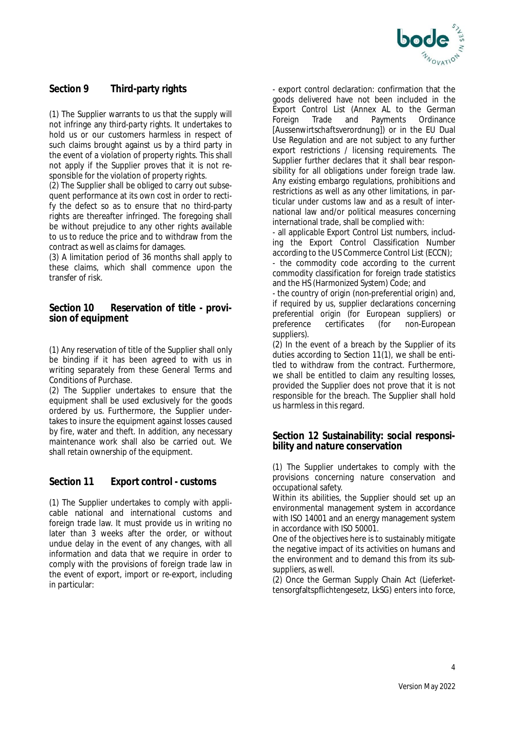## Section 9 Third-party rights

(1) The Supplier warrants to us that the supply will not infringe any third-party rights. It undertakes to hold us or our customers harmless in respect of such claims brought against us by a third party in the event of a violation of property rights. This shall not apply if the Supplier proves that it is not responsible for the violation of property rights.

(2) The Supplier shall be obliged to carry out subsequent performance at its own cost in order to rectify the defect so as to ensure that no third-party rights are thereafter infringed. The foregoing shall be without prejudice to any other rights available to us to reduce the price and to withdraw from the contract as well as claims for damages.

(3) A limitation period of 36 months shall apply to these claims, which shall commence upon the transfer of risk.

## Section 10 Reservation of title - provision of equipment

(1) Any reservation of title of the Supplier shall only be binding if it has been agreed to with us in writing separately from these General Terms and Conditions of Purchase.

(2) The Supplier undertakes to ensure that the equipment shall be used exclusively for the goods ordered by us. Furthermore, the Supplier undertakes to insure the equipment against losses caused by fire, water and theft. In addition, any necessary maintenance work shall also be carried out. We shall retain ownership of the equipment.

## Section 11 Export control - customs

(1) The Supplier undertakes to comply with applicable national and international customs and foreign trade law. It must provide us in writing no later than 3 weeks after the order, or without undue delay in the event of any changes, with all information and data that we require in order to comply with the provisions of foreign trade law in the event of export, import or re-export, including in particular:

- export control declaration: confirmation that the goods delivered have not been included in the Export Control List (Annex AL to the German Foreign Trade and Payments Ordinance [Aussenwirtschaftsverordnung]) or in the EU Dual Use Regulation and are not subject to any further export restrictions / licensing requirements. The Supplier further declares that it shall bear responsibility for all obligations under foreign trade law. Any existing embargo regulations, prohibitions and restrictions as well as any other limitations, in particular under customs law and as a result of international law and/or political measures concerning international trade, shall be complied with:
- all applicable Export Control List numbers, including the Export Control Classification Number according to the US Commerce Control List (ECCN);
- the commodity code according to the current commodity classification for foreign trade statistics and the HS (Harmonized System) Code; and
- the country of origin (non-preferential origin) and, if required by us, supplier declarations concerning preferential origin (for European suppliers) or preference certificates (for non-European suppliers).

(2) In the event of a breach by the Supplier of its duties according to Section 11(1), we shall be entitled to withdraw from the contract. Furthermore, we shall be entitled to claim any resulting losses, provided the Supplier does not prove that it is not responsible for the breach. The Supplier shall hold us harmless in this regard.

## Section 12 Sustainability: social responsibility and nature conservation

(1) The Supplier undertakes to comply with the provisions concerning nature conservation and occupational safety.

Within its abilities, the Supplier should set up an environmental management system in accordance with ISO 14001 and an energy management system in accordance with ISO 50001.

One of the objectives here is to sustainably mitigate the negative impact of its activities on humans and the environment and to demand this from its sub-suppliers, as well.

(2) Once the German Supply Chain Act (Lieferkettensorgfaltspflichtengesetz, LkSG) enters into force,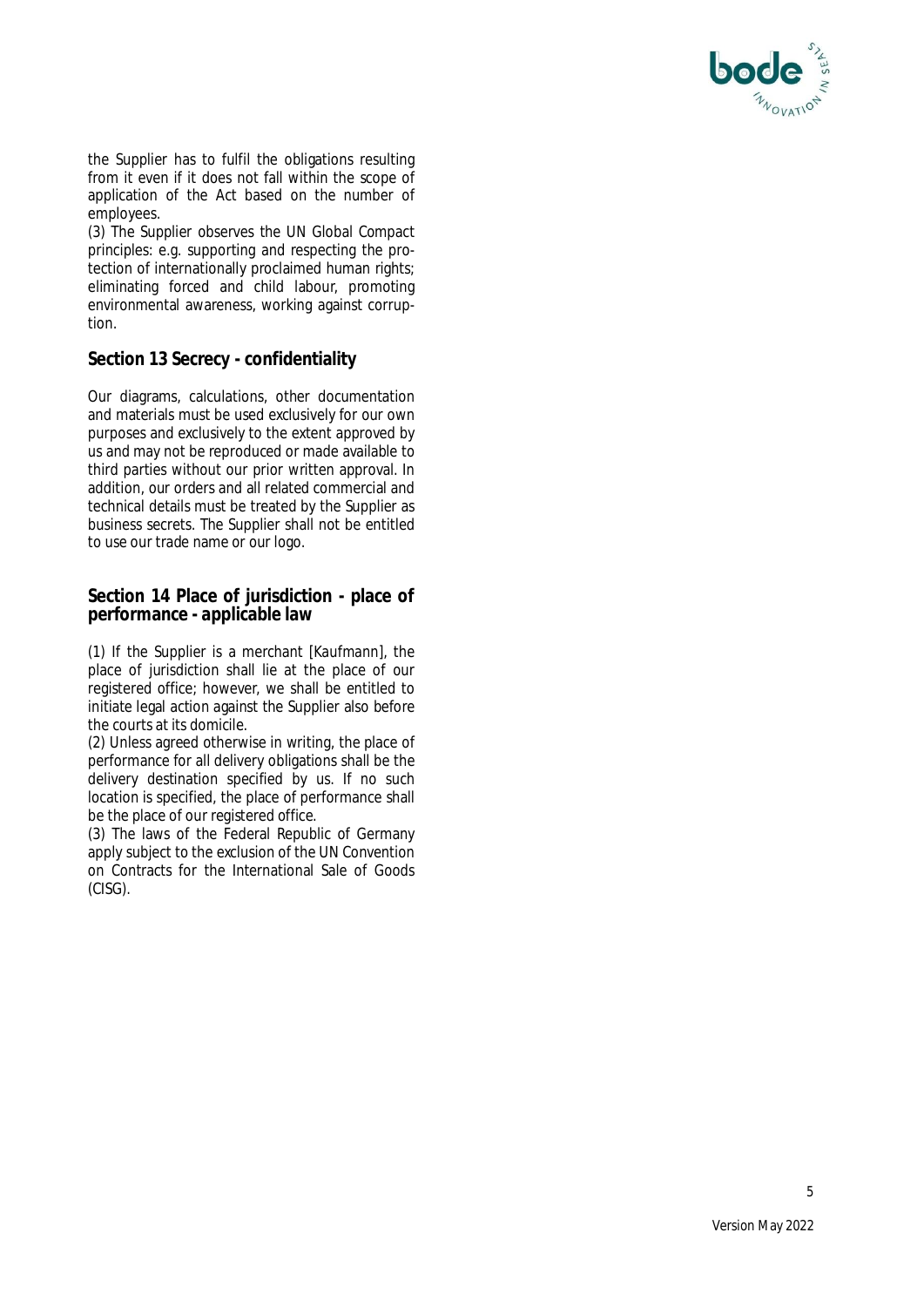the Supplier has to fulfil the obligations resulting from it even if it does not fall within the scope of application of the Act based on the number of employees.

(3) The Supplier observes the UN Global Compact principles: e.g. supporting and respecting the protection of internationally proclaimed human rights; eliminating forced and child labour, promoting environmental awareness, working against corruption.

## Section 13 Secrecy - confidentiality

Our diagrams, calculations, other documentation and materials must be used exclusively for our own purposes and exclusively to the extent approved by us and may not be reproduced or made available to third parties without our prior written approval. In addition, our orders and all related commercial and technical details must be treated by the Supplier as business secrets. The Supplier shall not be entitled to use our trade name or our logo.

## Section 14 Place of jurisdiction - place of performance - applicable law

(1) If the Supplier is a merchant [Kaufmann], the place of jurisdiction shall lie at the place of our registered office; however, we shall be entitled to initiate legal action against the Supplier also before the courts at its domicile.

(2) Unless agreed otherwise in writing, the place of performance for all delivery obligations shall be the delivery destination specified by us. If no such location is specified, the place of performance shall be the place of our registered office.

(3) The laws of the Federal Republic of Germany apply subject to the exclusion of the UN Convention on Contracts for the International Sale of Goods (CISG).